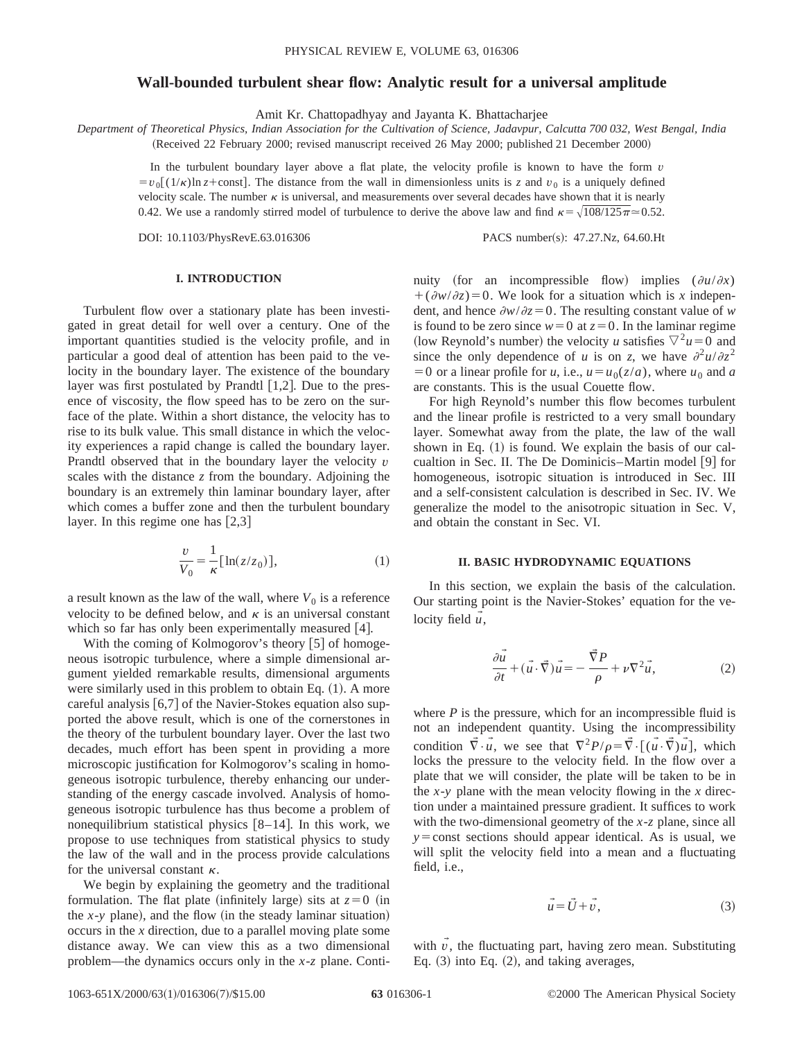# Wall-bounded turbulent shear flow: Analytic result for a universal amplitude

Amit Kr. Chattopadhyay and Jayanta K. Bhattacharjee

*Department of Theoretical Physics, Indian Association for the Cultivation of Science, Jadavpur, Calcutta 700 032, West Bengal, India*

(Received 22 February 2000; revised manuscript received 26 May 2000; published 21 December 2000)

In the turbulent boundary layer above a flat plate, the velocity profile is known to have the form $v = v_0[(1/\kappa)\ln z + \text{const}]$. The distance from the wall in dimensionless units is $z$ and $v_0$ is a uniquely defined velocity scale. The number $\kappa$ is universal, and measurements over several decades have shown that it is nearly 0.42. We use a randomly stirred model of turbulence to derive the above law and find $\kappa = \sqrt{108/125\pi} \simeq 0.52$.

DOI: 10.1103/PhysRevE.63.016306 PACS number(s): 47.27.Nz, 64.60.Ht

## I. INTRODUCTION

Turbulent flow over a stationary plate has been investigated in great detail for well over a century. One of the important quantities studied is the velocity profile, and in particular a good deal of attention has been paid to the velocity in the boundary layer. The existence of the boundary layer was first postulated by Prandtl [1,2]. Due to the presence of viscosity, the flow speed has to be zero on the surface of the plate. Within a short distance, the velocity has to rise to its bulk value. This small distance in which the velocity experiences a rapid change is called the boundary layer. Prandtl observed that in the boundary layer the velocity $v$ scales with the distance $z$ from the boundary. Adjoining the boundary is an extremely thin laminar boundary layer, after which comes a buffer zone and then the turbulent boundary layer. In this regime one has [2,3]

$$\frac{v}{V_0} = \frac{1}{\kappa}[\ln(z/z_0)], \tag{1}$$

a result known as the law of the wall, where $V_0$ is a reference velocity to be defined below, and $\kappa$ is an universal constant which so far has only been experimentally measured [4].

With the coming of Kolmogorov's theory [5] of homogeneous isotropic turbulence, where a simple dimensional argument yielded remarkable results, dimensional arguments were similarly used in this problem to obtain Eq. (1). A more careful analysis [6,7] of the Navier-Stokes equation also supported the above result, which is one of the cornerstones in the theory of the turbulent boundary layer. Over the last two decades, much effort has been spent in providing a more microscopic justification for Kolmogorov's scaling in homogeneous isotropic turbulence, thereby enhancing our understanding of the energy cascade involved. Analysis of homogeneous isotropic turbulence has thus become a problem of nonequilibrium statistical physics [8–14]. In this work, we propose to use techniques from statistical physics to study the law of the wall and in the process provide calculations for the universal constant $\kappa$.

We begin by explaining the geometry and the traditional formulation. The flat plate (infinitely large) sits at $z=0$ (in the $x$-$y$ plane), and the flow (in the steady laminar situation) occurs in the $x$ direction, due to a parallel moving plate some distance away. We can view this as a two dimensional problem—the dynamics occurs only in the $x$-$z$ plane. Continuity (for an incompressible flow) implies $(\partial u/\partial x) + (\partial w/\partial z) = 0$. We look for a situation which is $x$ independent, and hence $\partial w/\partial z = 0$. The resulting constant value of $w$ is found to be zero since $w=0$ at $z=0$. In the laminar regime (low Reynold's number) the velocity $u$ satisfies $\nabla^2 u = 0$ and since the only dependence of $u$ is on $z$, we have $\partial^2 u/\partial z^2 = 0$ or a linear profile for $u$, i.e., $u = u_0(z/a)$, where $u_0$ and $a$ are constants. This is the usual Couette flow.

For high Reynold's number this flow becomes turbulent and the linear profile is restricted to a very small boundary layer. Somewhat away from the plate, the law of the wall shown in Eq. (1) is found. We explain the basis of our calcualtion in Sec. II. The De Dominicis–Martin model [9] for homogeneous, isotropic situation is introduced in Sec. III and a self-consistent calculation is described in Sec. IV. We generalize the model to the anisotropic situation in Sec. V, and obtain the constant in Sec. VI.

## II. BASIC HYDRODYNAMIC EQUATIONS

In this section, we explain the basis of the calculation. Our starting point is the Navier-Stokes' equation for the velocity field $\vec{u}$,

$$\frac{\partial \vec{u}}{\partial t} + (\vec{u}\cdot\vec{\nabla})\vec{u} = -\frac{\vec{\nabla}P}{\rho} + \nu\nabla^2\vec{u}, \tag{2}$$

where $P$ is the pressure, which for an incompressible fluid is not an independent quantity. Using the incompressibility condition $\vec{\nabla}\cdot\vec{u}$, we see that $\nabla^2 P/\rho = \vec{\nabla}\cdot[(\vec{u}\cdot\vec{\nabla})\vec{u}]$, which locks the pressure to the velocity field. In the flow over a plate that we will consider, the plate will be taken to be in the $x$-$y$ plane with the mean velocity flowing in the $x$ direction under a maintained pressure gradient. It suffices to work with the two-dimensional geometry of the $x$-$z$ plane, since all $y=\text{const}$ sections should appear identical. As is usual, we will split the velocity field into a mean and a fluctuating field, i.e.,

$$\vec{u} = \vec{U} + \vec{v}, \tag{3}$$

with $\vec{v}$, the fluctuating part, having zero mean. Substituting Eq. (3) into Eq. (2), and taking averages,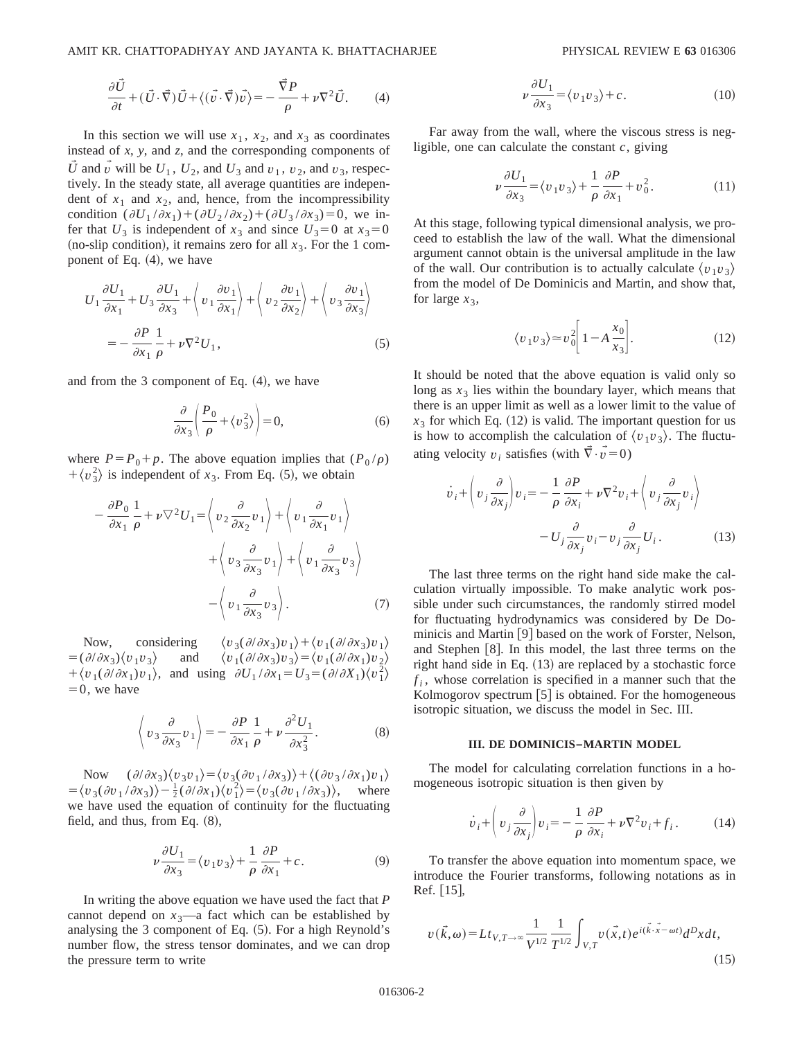$$\frac{\partial \vec{U}}{\partial t} + (\vec{U}\cdot\vec{\nabla})\vec{U} + \langle(\vec{v}\cdot\vec{\nabla})\vec{v}\rangle = -\frac{\vec{\nabla}P}{\rho} + \nu\nabla^2\vec{U}. \tag{4}$$

In this section we will use $x_1$, $x_2$, and $x_3$ as coordinates instead of $x$, $y$, and $z$, and the corresponding components of $\vec{U}$ and $\vec{v}$ will be $U_1$, $U_2$, and $U_3$ and $v_1$, $v_2$, and $v_3$, respectively. In the steady state, all average quantities are independent of $x_1$ and $x_2$, and, hence, from the incompressibility condition $(\partial U_1/\partial x_1) + (\partial U_2/\partial x_2) + (\partial U_3/\partial x_3) = 0$, we infer that $U_3$ is independent of $x_3$ and since $U_3 = 0$ at $x_3 = 0$ (no-slip condition), it remains zero for all $x_3$. For the 1 component of Eq. (4), we have

$$U_1\frac{\partial U_1}{\partial x_1} + U_3\frac{\partial U_1}{\partial x_3} + \left\langle v_1\frac{\partial v_1}{\partial x_1}\right\rangle + \left\langle v_2\frac{\partial v_1}{\partial x_2}\right\rangle + \left\langle v_3\frac{\partial v_1}{\partial x_3}\right\rangle = -\frac{\partial P}{\partial x_1}\frac{1}{\rho} + \nu\nabla^2 U_1, \tag{5}$$

and from the 3 component of Eq. (4), we have

$$\frac{\partial}{\partial x_3}\left(\frac{P_0}{\rho} + \langle v_3^2\rangle\right) = 0, \tag{6}$$

where $P = P_0 + p$. The above equation implies that $(P_0/\rho) + \langle v_3^2\rangle$ is independent of $x_3$. From Eq. (5), we obtain

$$-\frac{\partial P_0}{\partial x_1}\frac{1}{\rho} + \nu\nabla^2 U_1 = \left\langle v_2\frac{\partial}{\partial x_2}v_1\right\rangle + \left\langle v_1\frac{\partial}{\partial x_1}v_1\right\rangle + \left\langle v_3\frac{\partial}{\partial x_3}v_1\right\rangle + \left\langle v_1\frac{\partial}{\partial x_3}v_3\right\rangle - \left\langle v_1\frac{\partial}{\partial x_3}v_3\right\rangle. \tag{7}$$

Now, considering $\langle v_3(\partial/\partial x_3)v_1\rangle + \langle v_1(\partial/\partial x_3)v_1\rangle = (\partial/\partial x_3)\langle v_1 v_3\rangle$ and $\langle v_1(\partial/\partial x_3)v_3\rangle = \langle v_1(\partial/\partial x_1)v_2\rangle + \langle v_1(\partial/\partial x_1)v_1\rangle$, and using $\partial U_1/\partial x_1 = U_3 = (\partial/\partial X_1)\langle v_1^2\rangle = 0$, we have

$$\left\langle v_3\frac{\partial}{\partial x_3}v_1\right\rangle = -\frac{\partial P}{\partial x_1}\frac{1}{\rho} + \nu\frac{\partial^2 U_1}{\partial x_3^2}. \tag{8}$$

Now $(\partial/\partial x_3)\langle v_3 v_1\rangle = \langle v_3(\partial v_1/\partial x_3)\rangle + \langle(\partial v_3/\partial x_1)v_1\rangle = \langle v_3(\partial v_1/\partial x_3)\rangle - \frac{1}{2}(\partial/\partial x_1)\langle v_1^2\rangle = \langle v_3(\partial v_1/\partial x_3)\rangle$, where we have used the equation of continuity for the fluctuating field, and thus, from Eq. (8),

$$\nu\frac{\partial U_1}{\partial x_3} = \langle v_1 v_3\rangle + \frac{1}{\rho}\frac{\partial P}{\partial x_1} + c. \tag{9}$$

In writing the above equation we have used the fact that $P$ cannot depend on $x_3$—a fact which can be established by analysing the 3 component of Eq. (5). For a high Reynold's number flow, the stress tensor dominates, and we can drop the pressure term to write

$$\nu\frac{\partial U_1}{\partial x_3} = \langle v_1 v_3\rangle + c. \tag{10}$$

Far away from the wall, where the viscous stress is negligible, one can calculate the constant $c$, giving

$$\nu\frac{\partial U_1}{\partial x_3} = \langle v_1 v_3\rangle + \frac{1}{\rho}\frac{\partial P}{\partial x_1} + v_0^2. \tag{11}$$

At this stage, following typical dimensional analysis, we proceed to establish the law of the wall. What the dimensional argument cannot obtain is the universal amplitude in the law of the wall. Our contribution is to actually calculate $\langle v_1 v_3\rangle$ from the model of De Dominicis and Martin, and show that, for large $x_3$,

$$\langle v_1 v_3\rangle \simeq v_0^2\left[1 - A\frac{x_0}{x_3}\right]. \tag{12}$$

It should be noted that the above equation is valid only so long as $x_3$ lies within the boundary layer, which means that there is an upper limit as well as a lower limit to the value of $x_3$ for which Eq. (12) is valid. The important question for us is how to accomplish the calculation of $\langle v_1 v_3\rangle$. The fluctuating velocity $v_i$ satisfies (with $\vec{\nabla}\cdot\vec{v} = 0$)

$$\dot{v}_i + \left(v_j\frac{\partial}{\partial x_j}\right)v_i = -\frac{1}{\rho}\frac{\partial P}{\partial x_i} + \nu\nabla^2 v_i + \left\langle v_j\frac{\partial}{\partial x_j}v_i\right\rangle - U_j\frac{\partial}{\partial x_j}v_i - v_j\frac{\partial}{\partial x_j}U_i. \tag{13}$$

The last three terms on the right hand side make the calculation virtually impossible. To make analytic work possible under such circumstances, the randomly stirred model for fluctuating hydrodynamics was considered by De Dominicis and Martin [9] based on the work of Forster, Nelson, and Stephen [8]. In this model, the last three terms on the right hand side in Eq. (13) are replaced by a stochastic force $f_i$, whose correlation is specified in a manner such that the Kolmogorov spectrum [5] is obtained. For the homogeneous isotropic situation, we discuss the model in Sec. III.

## III. DE DOMINICIS–MARTIN MODEL

The model for calculating correlation functions in a homogeneous isotropic situation is then given by

$$\dot{v}_i + \left(v_j\frac{\partial}{\partial x_j}\right)v_i = -\frac{1}{\rho}\frac{\partial P}{\partial x_i} + \nu\nabla^2 v_i + f_i. \tag{14}$$

To transfer the above equation into momentum space, we introduce the Fourier transforms, following notations as in Ref. [15],

$$v(\vec{k},\omega) = Lt_{V,T\to\infty}\frac{1}{V^{1/2}}\frac{1}{T^{1/2}}\int_{V,T} v(\vec{x},t)e^{i(\vec{k}\cdot\vec{x}-\omega t)}d^D x\,dt, \tag{15}$$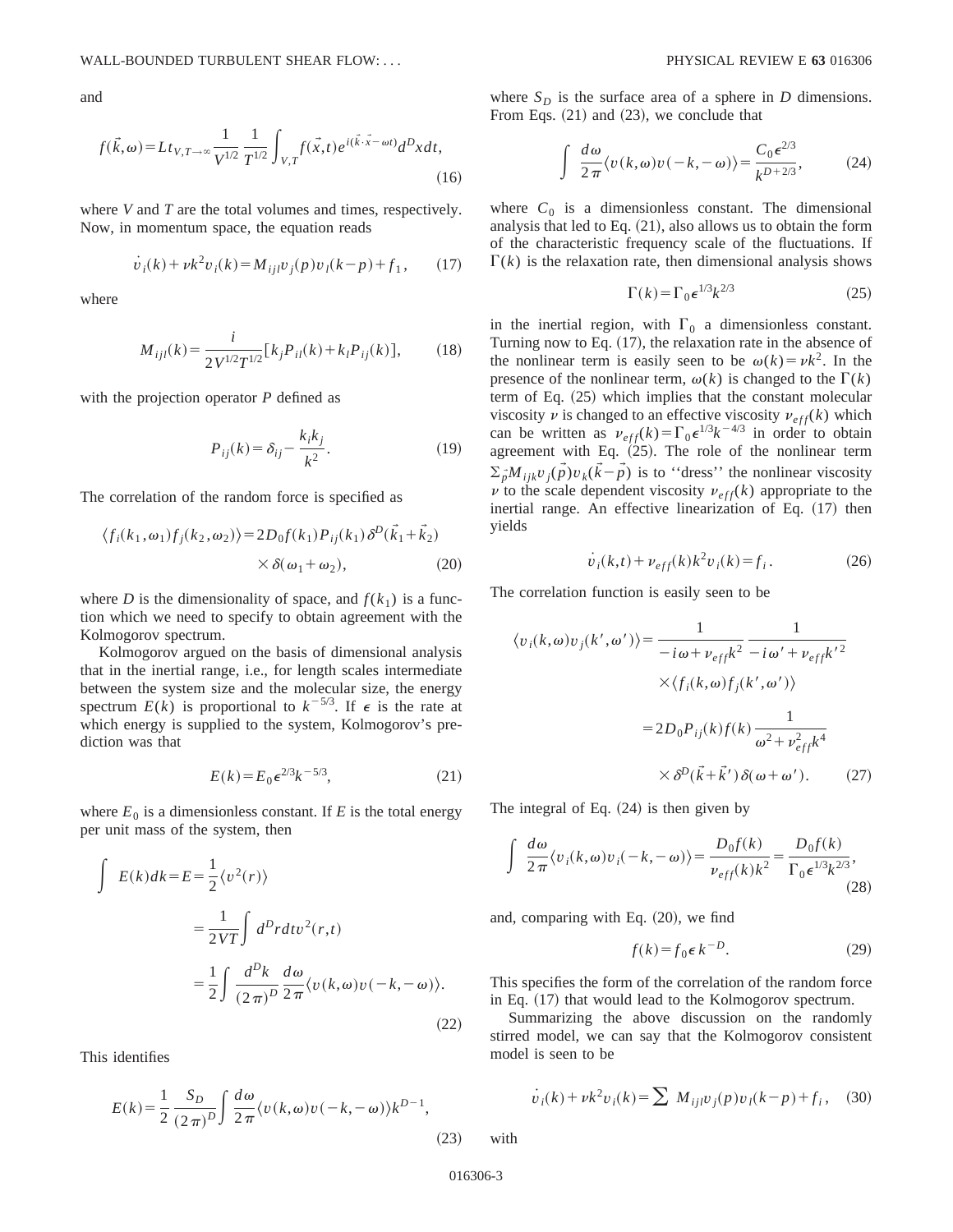and

$$f(\vec{k},\omega)=Lt_{V,T\to\infty}\frac{1}{V^{1/2}}\frac{1}{T^{1/2}}\int_{V,T}f(\vec{x},t)e^{i(\vec{k}\cdot\vec{x}-\omega t)}d^Dx\,dt, \tag{16}$$

where $V$ and $T$ are the total volumes and times, respectively. Now, in momentum space, the equation reads

$$\dot{v}_i(k)+\nu k^2 v_i(k)=M_{ijl}v_j(p)v_l(k-p)+f_1, \tag{17}$$

where

$$M_{ijl}(k)=\frac{i}{2V^{1/2}T^{1/2}}[k_jP_{il}(k)+k_lP_{ij}(k)], \tag{18}$$

with the projection operator $P$ defined as

$$P_{ij}(k)=\delta_{ij}-\frac{k_ik_j}{k^2}. \tag{19}$$

The correlation of the random force is specified as

$$\langle f_i(k_1,\omega_1)f_j(k_2,\omega_2)\rangle=2D_0f(k_1)P_{ij}(k_1)\delta^D(\vec{k}_1+\vec{k}_2)\times\delta(\omega_1+\omega_2), \tag{20}$$

where $D$ is the dimensionality of space, and $f(k_1)$ is a function which we need to specify to obtain agreement with the Kolmogorov spectrum.

Kolmogorov argued on the basis of dimensional analysis that in the inertial range, i.e., for length scales intermediate between the system size and the molecular size, the energy spectrum $E(k)$ is proportional to $k^{-5/3}$. If $\epsilon$ is the rate at which energy is supplied to the system, Kolmogorov's prediction was that

$$E(k)=E_0\epsilon^{2/3}k^{-5/3}, \tag{21}$$

where $E_0$ is a dimensionless constant. If $E$ is the total energy per unit mass of the system, then

$$\begin{aligned}\int E(k)dk=E&=\frac{1}{2}\langle v^2(r)\rangle\\&=\frac{1}{2VT}\int d^Dr\,dt\,v^2(r,t)\\&=\frac{1}{2}\int\frac{d^Dk}{(2\pi)^D}\frac{d\omega}{2\pi}\langle v(k,\omega)v(-k,-\omega)\rangle.\end{aligned} \tag{22}$$

This identifies

$$E(k)=\frac{1}{2}\frac{S_D}{(2\pi)^D}\int\frac{d\omega}{2\pi}\langle v(k,\omega)v(-k,-\omega)\rangle k^{D-1}, \tag{23}$$

where $S_D$ is the surface area of a sphere in $D$ dimensions. From Eqs. (21) and (23), we conclude that

$$\int\frac{d\omega}{2\pi}\langle v(k,\omega)v(-k,-\omega)\rangle=\frac{C_0\epsilon^{2/3}}{k^{D+2/3}}, \tag{24}$$

where $C_0$ is a dimensionless constant. The dimensional analysis that led to Eq. (21), also allows us to obtain the form of the characteristic frequency scale of the fluctuations. If $\Gamma(k)$ is the relaxation rate, then dimensional analysis shows

$$\Gamma(k)=\Gamma_0\epsilon^{1/3}k^{2/3} \tag{25}$$

in the inertial region, with $\Gamma_0$ a dimensionless constant. Turning now to Eq. (17), the relaxation rate in the absence of the nonlinear term is easily seen to be $\omega(k)=\nu k^2$. In the presence of the nonlinear term, $\omega(k)$ is changed to the $\Gamma(k)$ term of Eq. (25) which implies that the constant molecular viscosity $\nu$ is changed to an effective viscosity $\nu_{eff}(k)$ which can be written as $\nu_{eff}(k)=\Gamma_0\epsilon^{1/3}k^{-4/3}$ in order to obtain agreement with Eq. (25). The role of the nonlinear term $\Sigma_{\vec{p}}M_{ijk}v_j(\vec{p})v_k(\vec{k}-\vec{p})$ is to "dress" the nonlinear viscosity $\nu$ to the scale dependent viscosity $\nu_{eff}(k)$ appropriate to the inertial range. An effective linearization of Eq. (17) then yields

$$\dot{v}_i(k,t)+\nu_{eff}(k)k^2v_i(k)=f_i. \tag{26}$$

The correlation function is easily seen to be

$$\begin{aligned}\langle v_i(k,\omega)v_j(k',\omega')\rangle&=\frac{1}{-i\omega+\nu_{eff}k^2}\frac{1}{-i\omega'+\nu_{eff}k'^2}\times\langle f_i(k,\omega)f_j(k',\omega')\rangle\\&=2D_0P_{ij}(k)f(k)\frac{1}{\omega^2+\nu_{eff}^2k^4}\times\delta^D(\vec{k}+\vec{k}')\delta(\omega+\omega').\end{aligned} \tag{27}$$

The integral of Eq. (24) is then given by

$$\int\frac{d\omega}{2\pi}\langle v_i(k,\omega)v_i(-k,-\omega)\rangle=\frac{D_0f(k)}{\nu_{eff}(k)k^2}=\frac{D_0f(k)}{\Gamma_0\epsilon^{1/3}k^{2/3}}, \tag{28}$$

and, comparing with Eq. (20), we find

$$f(k)=f_0\epsilon k^{-D}. \tag{29}$$

This specifies the form of the correlation of the random force in Eq. (17) that would lead to the Kolmogorov spectrum.

Summarizing the above discussion on the randomly stirred model, we can say that the Kolmogorov consistent model is seen to be

$$\dot{v}_i(k)+\nu k^2v_i(k)=\sum M_{ijl}v_j(p)v_l(k-p)+f_i, \tag{30}$$

with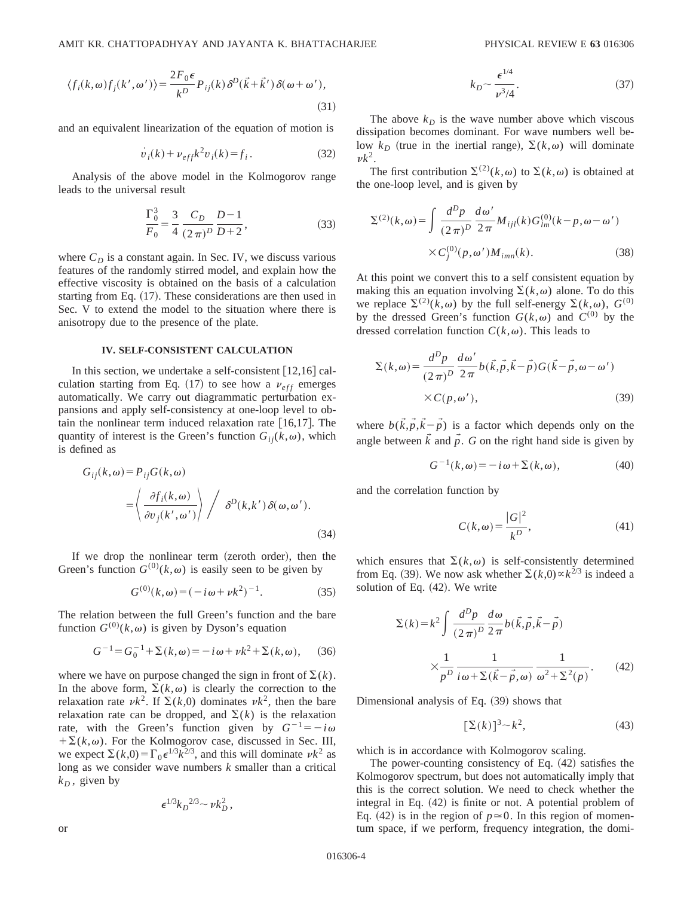$$\langle f_i(k,\omega) f_j(k',\omega')\rangle = \frac{2F_0\epsilon}{k^D} P_{ij}(k)\,\delta^D(\vec{k}+\vec{k}')\,\delta(\omega+\omega'), \tag{31}$$

and an equivalent linearization of the equation of motion is

$$\dot{v}_i(k) + \nu_{eff} k^2 v_i(k) = f_i. \tag{32}$$

Analysis of the above model in the Kolmogorov range leads to the universal result

$$\frac{\Gamma_0^3}{F_0} = \frac{3}{4}\,\frac{C_D}{(2\pi)^D}\,\frac{D-1}{D+2}, \tag{33}$$

where $C_D$ is a constant again. In Sec. IV, we discuss various features of the randomly stirred model, and explain how the effective viscosity is obtained on the basis of a calculation starting from Eq. (17). These considerations are then used in Sec. V to extend the model to the situation where there is anisotropy due to the presence of the plate.

### IV. SELF-CONSISTENT CALCULATION

In this section, we undertake a self-consistent [12,16] calculation starting from Eq. (17) to see how a $\nu_{eff}$ emerges automatically. We carry out diagrammatic perturbation expansions and apply self-consistency at one-loop level to obtain the nonlinear term induced relaxation rate [16,17]. The quantity of interest is the Green's function $G_{ij}(k,\omega)$, which is defined as

$$G_{ij}(k,\omega) = P_{ij} G(k,\omega) = \left\langle \frac{\partial f_i(k,\omega)}{\partial v_j(k',\omega')} \right\rangle \Big/ \ \delta^D(k,k')\,\delta(\omega,\omega'). \tag{34}$$

If we drop the nonlinear term (zeroth order), then the Green's function $G^{(0)}(k,\omega)$ is easily seen to be given by

$$G^{(0)}(k,\omega) = (-i\omega + \nu k^2)^{-1}. \tag{35}$$

The relation between the full Green's function and the bare function $G^{(0)}(k,\omega)$ is given by Dyson's equation

$$G^{-1} = G_0^{-1} + \Sigma(k,\omega) = -i\omega + \nu k^2 + \Sigma(k,\omega), \tag{36}$$

where we have on purpose changed the sign in front of $\Sigma(k)$. In the above form, $\Sigma(k,\omega)$ is clearly the correction to the relaxation rate $\nu k^2$. If $\Sigma(k,0)$ dominates $\nu k^2$, then the bare relaxation rate can be dropped, and $\Sigma(k)$ is the relaxation rate, with the Green's function given by $G^{-1} = -i\omega + \Sigma(k,\omega)$. For the Kolmogorov case, discussed in Sec. III, we expect $\Sigma(k,0) = \Gamma_0 \epsilon^{1/3} k^{2/3}$, and this will dominate $\nu k^2$ as long as we consider wave numbers $k$ smaller than a critical $k_D$, given by

$$\epsilon^{1/3} {k_D}^{2/3} \sim \nu k_D^2,$$

or

$$k_D \sim \frac{\epsilon^{1/4}}{\nu^3/4}. \tag{37}$$

The above $k_D$ is the wave number above which viscous dissipation becomes dominant. For wave numbers well below $k_D$ (true in the inertial range), $\Sigma(k,\omega)$ will dominate $\nu k^2$.

The first contribution $\Sigma^{(2)}(k,\omega)$ to $\Sigma(k,\omega)$ is obtained at the one-loop level, and is given by

$$\Sigma^{(2)}(k,\omega) = \int \frac{d^D p}{(2\pi)^D}\,\frac{d\omega'}{2\pi} M_{ijl}(k) G^{(0)}_{lm}(k-p,\omega-\omega') \times C^{(0)}_j(p,\omega') M_{imn}(k). \tag{38}$$

At this point we convert this to a self consistent equation by making this an equation involving $\Sigma(k,\omega)$ alone. To do this we replace $\Sigma^{(2)}(k,\omega)$ by the full self-energy $\Sigma(k,\omega)$, $G^{(0)}$ by the dressed Green's function $G(k,\omega)$ and $C^{(0)}$ by the dressed correlation function $C(k,\omega)$. This leads to

$$\Sigma(k,\omega) = \frac{d^D p}{(2\pi)^D}\,\frac{d\omega'}{2\pi} b(\vec{k},\vec{p},\vec{k}-\vec{p}) G(\vec{k}-\vec{p},\omega-\omega') \times C(p,\omega'), \tag{39}$$

where $b(\vec{k},\vec{p},\vec{k}-\vec{p})$ is a factor which depends only on the angle between $\vec{k}$ and $\vec{p}$. $G$ on the right hand side is given by

$$G^{-1}(k,\omega) = -i\omega + \Sigma(k,\omega), \tag{40}$$

and the correlation function by

$$C(k,\omega) = \frac{|G|^2}{k^D}, \tag{41}$$

which ensures that $\Sigma(k,\omega)$ is self-consistently determined from Eq. (39). We now ask whether $\Sigma(k,0) \propto k^{2/3}$ is indeed a solution of Eq. (42). We write

$$\Sigma(k) = k^2 \int \frac{d^D p}{(2\pi)^D}\,\frac{d\omega}{2\pi} b(\vec{k},\vec{p},\vec{k}-\vec{p}) \times \frac{1}{p^D}\,\frac{1}{i\omega + \Sigma(\vec{k}-\vec{p},\omega)}\,\frac{1}{\omega^2 + \Sigma^2(p)}. \tag{42}$$

Dimensional analysis of Eq. (39) shows that

$$[\Sigma(k)]^3 \sim k^2, \tag{43}$$

which is in accordance with Kolmogorov scaling.

The power-counting consistency of Eq. (42) satisfies the Kolmogorov spectrum, but does not automatically imply that this is the correct solution. We need to check whether the integral in Eq. (42) is finite or not. A potential problem of Eq. (42) is in the region of $p \simeq 0$. In this region of momentum space, if we perform, frequency integration, the domi-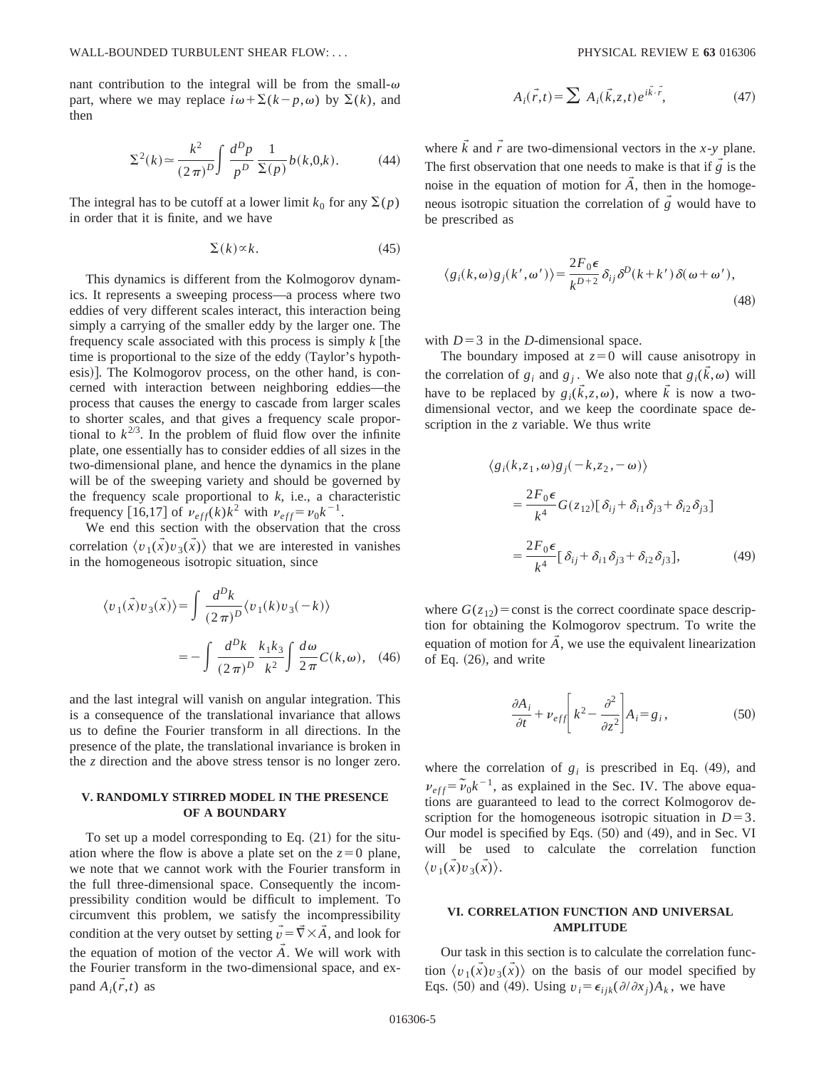nant contribution to the integral will be from the small-$\omega$ part, where we may replace $i\omega+\Sigma(k-p,\omega)$ by $\Sigma(k)$, and then

$$\Sigma^2(k)\simeq\frac{k^2}{(2\pi)^D}\int\frac{d^Dp}{p^D}\frac{1}{\Sigma(p)}b(k,0,k). \tag{44}$$

The integral has to be cutoff at a lower limit $k_0$ for any $\Sigma(p)$ in order that it is finite, and we have

$$\Sigma(k)\propto k. \tag{45}$$

This dynamics is different from the Kolmogorov dynamics. It represents a sweeping process—a process where two eddies of very different scales interact, this interaction being simply a carrying of the smaller eddy by the larger one. The frequency scale associated with this process is simply $k$ [the time is proportional to the size of the eddy (Taylor's hypothesis)]. The Kolmogorov process, on the other hand, is concerned with interaction between neighboring eddies—the process that causes the energy to cascade from larger scales to shorter scales, and that gives a frequency scale proportional to $k^{2/3}$. In the problem of fluid flow over the infinite plate, one essentially has to consider eddies of all sizes in the two-dimensional plane, and hence the dynamics in the plane will be of the sweeping variety and should be governed by the frequency scale proportional to $k$, i.e., a characteristic frequency [16,17] of $\nu_{eff}(k)k^2$ with $\nu_{eff}=\nu_0k^{-1}$.

We end this section with the observation that the cross correlation $\langle v_1(\vec{x})v_3(\vec{x})\rangle$ that we are interested in vanishes in the homogeneous isotropic situation, since

$$\begin{aligned}\langle v_1(\vec{x})v_3(\vec{x})\rangle&=\int\frac{d^Dk}{(2\pi)^D}\langle v_1(k)v_3(-k)\rangle\\&=-\int\frac{d^Dk}{(2\pi)^D}\frac{k_1k_3}{k^2}\int\frac{d\omega}{2\pi}C(k,\omega),\end{aligned} \tag{46}$$

and the last integral will vanish on angular integration. This is a consequence of the translational invariance that allows us to define the Fourier transform in all directions. In the presence of the plate, the translational invariance is broken in the $z$ direction and the above stress tensor is no longer zero.

## V. RANDOMLY STIRRED MODEL IN THE PRESENCE OF A BOUNDARY

To set up a model corresponding to Eq. (21) for the situation where the flow is above a plate set on the $z=0$ plane, we note that we cannot work with the Fourier transform in the full three-dimensional space. Consequently the incompressibility condition would be difficult to implement. To circumvent this problem, we satisfy the incompressibility condition at the very outset by setting $\vec{v}=\vec{\nabla}\times\vec{A}$, and look for the equation of motion of the vector $\vec{A}$. We will work with the Fourier transform in the two-dimensional space, and expand $A_i(\vec{r},t)$ as

$$A_i(\vec{r},t)=\sum A_i(\vec{k},z,t)e^{i\vec{k}\cdot\vec{r}}, \tag{47}$$

where $\vec{k}$ and $\vec{r}$ are two-dimensional vectors in the $x$-$y$ plane. The first observation that one needs to make is that if $\vec{g}$ is the noise in the equation of motion for $\vec{A}$, then in the homogeneous isotropic situation the correlation of $\vec{g}$ would have to be prescribed as

$$\langle g_i(k,\omega)g_j(k',\omega')\rangle=\frac{2F_0\epsilon}{k^{D+2}}\delta_{ij}\delta^D(k+k')\delta(\omega+\omega'), \tag{48}$$

with $D=3$ in the $D$-dimensional space.

The boundary imposed at $z=0$ will cause anisotropy in the correlation of $g_i$ and $g_j$. We also note that $g_i(\vec{k},\omega)$ will have to be replaced by $g_i(\vec{k},z,\omega)$, where $\vec{k}$ is now a two-dimensional vector, and we keep the coordinate space description in the $z$ variable. We thus write

$$\begin{aligned}\langle g_i(k,z_1,\omega)g_j(-k,z_2,-\omega)\rangle&=\frac{2F_0\epsilon}{k^4}G(z_{12})[\delta_{ij}+\delta_{i1}\delta_{j3}+\delta_{i2}\delta_{j3}]\\&=\frac{2F_0\epsilon}{k^4}[\delta_{ij}+\delta_{i1}\delta_{j3}+\delta_{i2}\delta_{j3}],\end{aligned} \tag{49}$$

where $G(z_{12})=\text{const}$ is the correct coordinate space description for obtaining the Kolmogorov spectrum. To write the equation of motion for $\vec{A}$, we use the equivalent linearization of Eq. (26), and write

$$\frac{\partial A_i}{\partial t}+\nu_{eff}\left[k^2-\frac{\partial^2}{\partial z^2}\right]A_i=g_i, \tag{50}$$

where the correlation of $g_i$ is prescribed in Eq. (49), and $\nu_{eff}=\tilde{\nu}_0k^{-1}$, as explained in the Sec. IV. The above equations are guaranteed to lead to the correct Kolmogorov description for the homogeneous isotropic situation in $D=3$. Our model is specified by Eqs. (50) and (49), and in Sec. VI will be used to calculate the correlation function $\langle v_1(\vec{x})v_3(\vec{x})\rangle$.

## VI. CORRELATION FUNCTION AND UNIVERSAL AMPLITUDE

Our task in this section is to calculate the correlation function $\langle v_1(\vec{x})v_3(\vec{x})\rangle$ on the basis of our model specified by Eqs. (50) and (49). Using $v_i=\epsilon_{ijk}(\partial/\partial x_j)A_k$, we have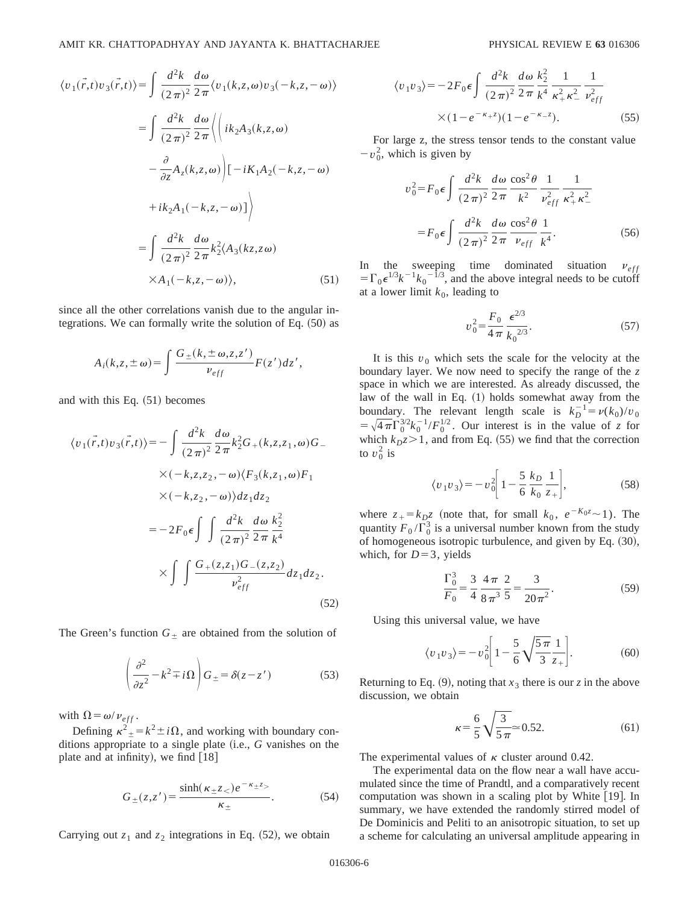$$
\begin{aligned}
\langle v_1(\vec{r},t)v_3(\vec{r},t)\rangle &= \int \frac{d^2k}{(2\pi)^2}\frac{d\omega}{2\pi}\langle v_1(k,z,\omega)v_3(-k,z,-\omega)\rangle \\
&= \int \frac{d^2k}{(2\pi)^2}\frac{d\omega}{2\pi}\Bigg\langle\Bigg( ik_2A_3(k,z,\omega) \\
&\quad -\frac{\partial}{\partial z}A_z(k,z,\omega)\Bigg)[-iK_1A_2(-k,z,-\omega) \\
&\quad +ik_2A_1(-k,z,-\omega)]\Bigg\rangle \\
&= \int \frac{d^2k}{(2\pi)^2}\frac{d\omega}{2\pi}k_2^2\langle A_3(kz,z\omega) \\
&\quad \times A_1(-k,z,-\omega)\rangle,
\end{aligned}
\tag{51}
$$

since all the other correlations vanish due to the angular integrations. We can formally write the solution of Eq. (50) as

$$
A_i(k,z,\pm\omega)=\int \frac{G_{\pm}(k,\pm\omega,z,z')}{\nu_{eff}}F(z')dz',
$$

and with this Eq. (51) becomes

$$
\begin{aligned}
\langle v_1(\vec{r},t)v_3(\vec{r},t)\rangle &= -\int \frac{d^2k}{(2\pi)^2}\frac{d\omega}{2\pi}k_2^2G_{+}(k,z,z_1,\omega)G_{-} \\
&\quad \times(-k,z,z_2,-\omega)\langle F_3(k,z_1,\omega)F_1 \\
&\quad \times(-k,z_2,-\omega)\rangle dz_1dz_2 \\
&= -2F_0\epsilon\int\int \frac{d^2k}{(2\pi)^2}\frac{d\omega}{2\pi}\frac{k_2^2}{k^4} \\
&\quad \times\int\int \frac{G_{+}(z,z_1)G_{-}(z,z_2)}{\nu_{eff}^2}dz_1dz_2 .
\end{aligned}
\tag{52}
$$

The Green's function $G_{\pm}$ are obtained from the solution of

$$
\left(\frac{\partial^2}{\partial z^2}-k^2\mp i\Omega\right)G_{\pm}=\delta(z-z')
\tag{53}
$$

with $\Omega=\omega/\nu_{eff}$.

Defining $\kappa^2_{\pm}=k^2\pm i\Omega$, and working with boundary conditions appropriate to a single plate (i.e., $G$ vanishes on the plate and at infinity), we find [18]

$$
G_{\pm}(z,z')=\frac{\sinh(\kappa_{\pm}z_{<})e^{-\kappa_{\pm}z_{>}}}{\kappa_{\pm}}.
\tag{54}
$$

Carrying out $z_1$ and $z_2$ integrations in Eq. (52), we obtain

$$
\begin{aligned}
\langle v_1v_3\rangle &= -2F_0\epsilon\int \frac{d^2k}{(2\pi)^2}\frac{d\omega}{2\pi}\frac{k_2^2}{k^4}\frac{1}{\kappa_+^2\kappa_-^2}\frac{1}{\nu_{eff}^2} \\
&\quad \times(1-e^{-\kappa_+z})(1-e^{-\kappa_-z}).
\end{aligned}
\tag{55}
$$

For large z, the stress tensor tends to the constant value $-v_0^2$, which is given by

$$
\begin{aligned}
v_0^2 &= F_0\epsilon\int \frac{d^2k}{(2\pi)^2}\frac{d\omega}{2\pi}\frac{\cos^2\theta}{k^2}\frac{1}{\nu_{eff}^2}\frac{1}{\kappa_+^2\kappa_-^2} \\
&= F_0\epsilon\int \frac{d^2k}{(2\pi)^2}\frac{d\omega}{2\pi}\frac{\cos^2\theta}{\nu_{eff}}\frac{1}{k^4}.
\end{aligned}
\tag{56}
$$

In the sweeping time dominated situation $\nu_{eff}=\Gamma_0\epsilon^{1/3}k^{-1}k_0^{-1/3}$, and the above integral needs to be cutoff at a lower limit $k_0$, leading to

$$
v_0^2=\frac{F_0}{4\pi}\frac{\epsilon^{2/3}}{k_0^{2/3}}.
\tag{57}
$$

It is this $v_0$ which sets the scale for the velocity at the boundary layer. We now need to specify the range of the $z$ space in which we are interested. As already discussed, the law of the wall in Eq. (1) holds somewhat away from the boundary. The relevant length scale is $k_D^{-1}=\nu(k_0)/v_0=\sqrt{4\pi}\Gamma_0^{3/2}k_0^{-1}/F_0^{1/2}$. Our interest is in the value of $z$ for which $k_Dz>1$, and from Eq. (55) we find that the correction to $v_0^2$ is

$$
\langle v_1v_3\rangle=-v_0^2\left[1-\frac{5}{6}\frac{k_D}{k_0}\frac{1}{z_+}\right],
\tag{58}
$$

where $z_+=k_Dz$ (note that, for small $k_0$, $e^{-K_0z}\sim 1$). The quantity $F_0/\Gamma_0^3$ is a universal number known from the study of homogeneous isotropic turbulence, and given by Eq. (30), which, for $D=3$, yields

$$
\frac{\Gamma_0^3}{F_0}=\frac{3}{4}\frac{4\pi}{8\pi^3}\frac{2}{5}=\frac{3}{20\pi^2}.
\tag{59}
$$

Using this universal value, we have

$$
\langle v_1v_3\rangle=-v_0^2\left[1-\frac{5}{6}\sqrt{\frac{5\pi}{3}}\frac{1}{z_+}\right].
\tag{60}
$$

Returning to Eq. (9), noting that $x_3$ there is our $z$ in the above discussion, we obtain

$$
\kappa=\frac{6}{5}\sqrt{\frac{3}{5\pi}}\simeq 0.52.
\tag{61}
$$

The experimental values of $\kappa$ cluster around 0.42.

The experimental data on the flow near a wall have accumulated since the time of Prandtl, and a comparatively recent computation was shown in a scaling plot by White [19]. In summary, we have extended the randomly stirred model of De Dominicis and Peliti to an anisotropic situation, to set up a scheme for calculating an universal amplitude appearing in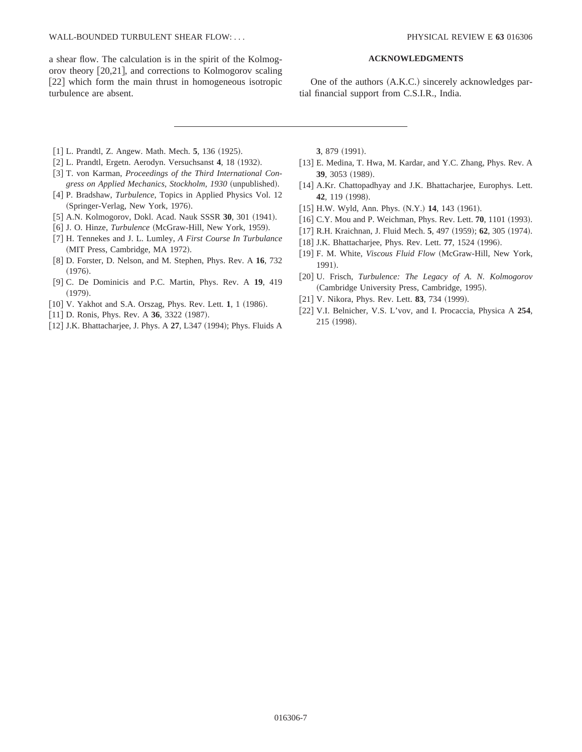a shear flow. The calculation is in the spirit of the Kolmogorov theory [20,21], and corrections to Kolmogorov scaling [22] which form the main thrust in homogeneous isotropic turbulence are absent.

## ACKNOWLEDGMENTS

One of the authors (A.K.C.) sincerely acknowledges partial financial support from C.S.I.R., India.

---

[1] L. Prandtl, Z. Angew. Math. Mech. **5**, 136 (1925).

[2] L. Prandtl, Ergetn. Aerodyn. Versuchsanst **4**, 18 (1932).

[3] T. von Karman, *Proceedings of the Third International Congress on Applied Mechanics, Stockholm, 1930* (unpublished).

[4] P. Bradshaw, *Turbulence*, Topics in Applied Physics Vol. 12 (Springer-Verlag, New York, 1976).

[5] A.N. Kolmogorov, Dokl. Acad. Nauk SSSR **30**, 301 (1941).

[6] J. O. Hinze, *Turbulence* (McGraw-Hill, New York, 1959).

[7] H. Tennekes and J. L. Lumley, *A First Course In Turbulance* (MIT Press, Cambridge, MA 1972).

[8] D. Forster, D. Nelson, and M. Stephen, Phys. Rev. A **16**, 732 (1976).

[9] C. De Dominicis and P.C. Martin, Phys. Rev. A **19**, 419 (1979).

[10] V. Yakhot and S.A. Orszag, Phys. Rev. Lett. **1**, 1 (1986).

[11] D. Ronis, Phys. Rev. A **36**, 3322 (1987).

[12] J.K. Bhattacharjee, J. Phys. A **27**, L347 (1994); Phys. Fluids A **3**, 879 (1991).

[13] E. Medina, T. Hwa, M. Kardar, and Y.C. Zhang, Phys. Rev. A **39**, 3053 (1989).

[14] A.Kr. Chattopadhyay and J.K. Bhattacharjee, Europhys. Lett. **42**, 119 (1998).

[15] H.W. Wyld, Ann. Phys. (N.Y.) **14**, 143 (1961).

[16] C.Y. Mou and P. Weichman, Phys. Rev. Lett. **70**, 1101 (1993).

[17] R.H. Kraichnan, J. Fluid Mech. **5**, 497 (1959); **62**, 305 (1974).

[18] J.K. Bhattacharjee, Phys. Rev. Lett. **77**, 1524 (1996).

[19] F. M. White, *Viscous Fluid Flow* (McGraw-Hill, New York, 1991).

[20] U. Frisch, *Turbulence: The Legacy of A. N. Kolmogorov* (Cambridge University Press, Cambridge, 1995).

[21] V. Nikora, Phys. Rev. Lett. **83**, 734 (1999).

[22] V.I. Belnicher, V.S. L'vov, and I. Procaccia, Physica A **254**, 215 (1998).